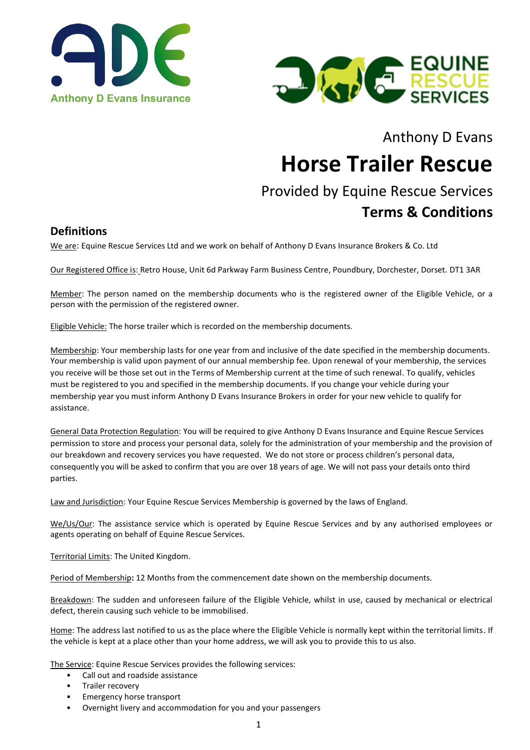Anthony D Evans Insurance

EQUINE RESCUE SERVICES

Anthony D Evans

# Horse Trailer Rescue

Provided by Equine Rescue Services

**Terms & Conditions**

## Definitions

We are: Equine Rescue Services Ltd and we work on behalf of Anthony D Evans Insurance Brokers & Co. Ltd

Our Registered Office is: Retro House, Unit 6d Parkway Farm Business Centre, Poundbury, Dorchester, Dorset. DT1 3AR

Member: The person named on the membership documents who is the registered owner of the Eligible Vehicle, or a person with the permission of the registered owner.

Eligible Vehicle: The horse trailer which is recorded on the membership documents.

Membership: Your membership lasts for one year from and inclusive of the date specified in the membership documents. Your membership is valid upon payment of our annual membership fee. Upon renewal of your membership, the services you receive will be those set out in the Terms of Membership current at the time of such renewal. To qualify, vehicles must be registered to you and specified in the membership documents. If you change your vehicle during your membership year you must inform Anthony D Evans Insurance Brokers in order for your new vehicle to qualify for assistance.

General Data Protection Regulation: You will be required to give Anthony D Evans Insurance and Equine Rescue Services permission to store and process your personal data, solely for the administration of your membership and the provision of our breakdown and recovery services you have requested. We do not store or process children's personal data, consequently you will be asked to confirm that you are over 18 years of age. We will not pass your details onto third parties.

Law and Jurisdiction: Your Equine Rescue Services Membership is governed by the laws of England.

We/Us/Our: The assistance service which is operated by Equine Rescue Services and by any authorised employees or agents operating on behalf of Equine Rescue Services.

Territorial Limits: The United Kingdom.

Period of Membership**:** 12 Months from the commencement date shown on the membership documents.

Breakdown: The sudden and unforeseen failure of the Eligible Vehicle, whilst in use, caused by mechanical or electrical defect, therein causing such vehicle to be immobilised.

Home: The address last notified to us as the place where the Eligible Vehicle is normally kept within the territorial limits. If the vehicle is kept at a place other than your home address, we will ask you to provide this to us also.

The Service: Equine Rescue Services provides the following services:

- Call out and roadside assistance
- Trailer recovery
- Emergency horse transport
- Overnight livery and accommodation for you and your passengers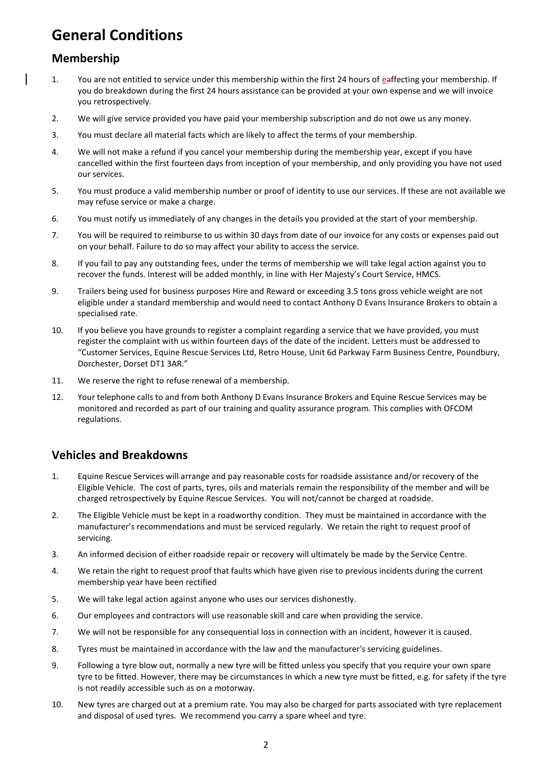# General Conditions

## Membership

1. You are not entitled to service under this membership within the first 24 hours of eaffecting your membership. If you do breakdown during the first 24 hours assistance can be provided at your own expense and we will invoice you retrospectively.
2. We will give service provided you have paid your membership subscription and do not owe us any money.
3. You must declare all material facts which are likely to affect the terms of your membership.
4. We will not make a refund if you cancel your membership during the membership year, except if you have cancelled within the first fourteen days from inception of your membership, and only providing you have not used our services.
5. You must produce a valid membership number or proof of identity to use our services. If these are not available we may refuse service or make a charge.
6. You must notify us immediately of any changes in the details you provided at the start of your membership.
7. You will be required to reimburse to us within 30 days from date of our invoice for any costs or expenses paid out on your behalf. Failure to do so may affect your ability to access the service.
8. If you fail to pay any outstanding fees, under the terms of membership we will take legal action against you to recover the funds. Interest will be added monthly, in line with Her Majesty's Court Service, HMCS.
9. Trailers being used for business purposes Hire and Reward or exceeding 3.5 tons gross vehicle weight are not eligible under a standard membership and would need to contact Anthony D Evans Insurance Brokers to obtain a specialised rate.
10. If you believe you have grounds to register a complaint regarding a service that we have provided, you must register the complaint with us within fourteen days of the date of the incident. Letters must be addressed to "Customer Services, Equine Rescue Services Ltd, Retro House, Unit 6d Parkway Farm Business Centre, Poundbury, Dorchester, Dorset DT1 3AR."
11. We reserve the right to refuse renewal of a membership.
12. Your telephone calls to and from both Anthony D Evans Insurance Brokers and Equine Rescue Services may be monitored and recorded as part of our training and quality assurance program. This complies with OFCOM regulations.

## Vehicles and Breakdowns

1. Equine Rescue Services will arrange and pay reasonable costs for roadside assistance and/or recovery of the Eligible Vehicle. The cost of parts, tyres, oils and materials remain the responsibility of the member and will be charged retrospectively by Equine Rescue Services. You will not/cannot be charged at roadside.
2. The Eligible Vehicle must be kept in a roadworthy condition. They must be maintained in accordance with the manufacturer's recommendations and must be serviced regularly. We retain the right to request proof of servicing.
3. An informed decision of either roadside repair or recovery will ultimately be made by the Service Centre.
4. We retain the right to request proof that faults which have given rise to previous incidents during the current membership year have been rectified
5. We will take legal action against anyone who uses our services dishonestly.
6. Our employees and contractors will use reasonable skill and care when providing the service.
7. We will not be responsible for any consequential loss in connection with an incident, however it is caused.
8. Tyres must be maintained in accordance with the law and the manufacturer's servicing guidelines.
9. Following a tyre blow out, normally a new tyre will be fitted unless you specify that you require your own spare tyre to be fitted. However, there may be circumstances in which a new tyre must be fitted, e.g. for safety if the tyre is not readily accessible such as on a motorway.
10. New tyres are charged out at a premium rate. You may also be charged for parts associated with tyre replacement and disposal of used tyres. We recommend you carry a spare wheel and tyre.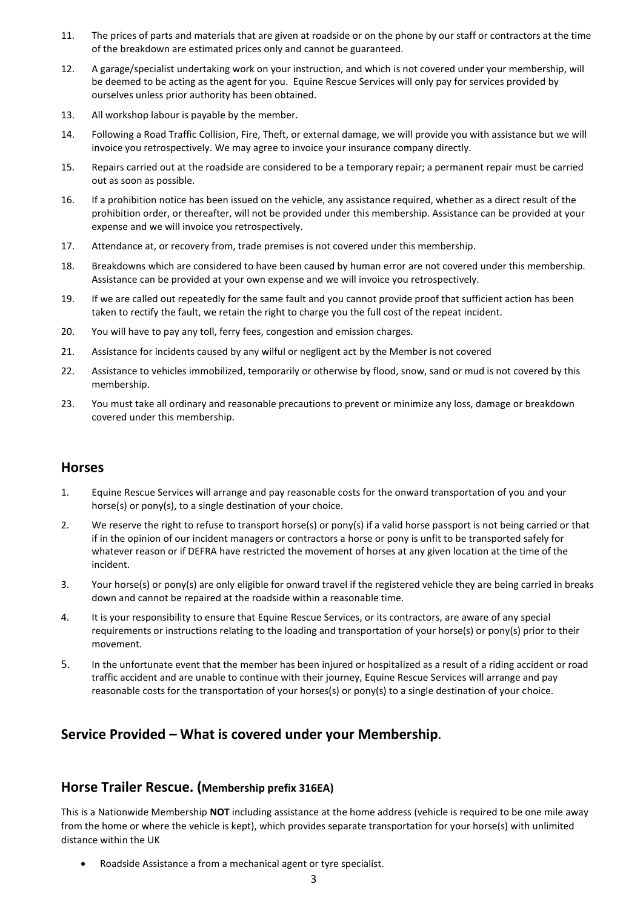11. The prices of parts and materials that are given at roadside or on the phone by our staff or contractors at the time of the breakdown are estimated prices only and cannot be guaranteed.
12. A garage/specialist undertaking work on your instruction, and which is not covered under your membership, will be deemed to be acting as the agent for you. Equine Rescue Services will only pay for services provided by ourselves unless prior authority has been obtained.
13. All workshop labour is payable by the member.
14. Following a Road Traffic Collision, Fire, Theft, or external damage, we will provide you with assistance but we will invoice you retrospectively. We may agree to invoice your insurance company directly.
15. Repairs carried out at the roadside are considered to be a temporary repair; a permanent repair must be carried out as soon as possible.
16. If a prohibition notice has been issued on the vehicle, any assistance required, whether as a direct result of the prohibition order, or thereafter, will not be provided under this membership. Assistance can be provided at your expense and we will invoice you retrospectively.
17. Attendance at, or recovery from, trade premises is not covered under this membership.
18. Breakdowns which are considered to have been caused by human error are not covered under this membership. Assistance can be provided at your own expense and we will invoice you retrospectively.
19. If we are called out repeatedly for the same fault and you cannot provide proof that sufficient action has been taken to rectify the fault, we retain the right to charge you the full cost of the repeat incident.
20. You will have to pay any toll, ferry fees, congestion and emission charges.
21. Assistance for incidents caused by any wilful or negligent act by the Member is not covered
22. Assistance to vehicles immobilized, temporarily or otherwise by flood, snow, sand or mud is not covered by this membership.
23. You must take all ordinary and reasonable precautions to prevent or minimize any loss, damage or breakdown covered under this membership.

## Horses

1. Equine Rescue Services will arrange and pay reasonable costs for the onward transportation of you and your horse(s) or pony(s), to a single destination of your choice.
2. We reserve the right to refuse to transport horse(s) or pony(s) if a valid horse passport is not being carried or that if in the opinion of our incident managers or contractors a horse or pony is unfit to be transported safely for whatever reason or if DEFRA have restricted the movement of horses at any given location at the time of the incident.
3. Your horse(s) or pony(s) are only eligible for onward travel if the registered vehicle they are being carried in breaks down and cannot be repaired at the roadside within a reasonable time.
4. It is your responsibility to ensure that Equine Rescue Services, or its contractors, are aware of any special requirements or instructions relating to the loading and transportation of your horse(s) or pony(s) prior to their movement.
5. In the unfortunate event that the member has been injured or hospitalized as a result of a riding accident or road traffic accident and are unable to continue with their journey, Equine Rescue Services will arrange and pay reasonable costs for the transportation of your horses(s) or pony(s) to a single destination of your choice.

## Service Provided – What is covered under your Membership.

## Horse Trailer Rescue. (Membership prefix 316EA)

This is a Nationwide Membership **NOT** including assistance at the home address (vehicle is required to be one mile away from the home or where the vehicle is kept), which provides separate transportation for your horse(s) with unlimited distance within the UK

- Roadside Assistance a from a mechanical agent or tyre specialist.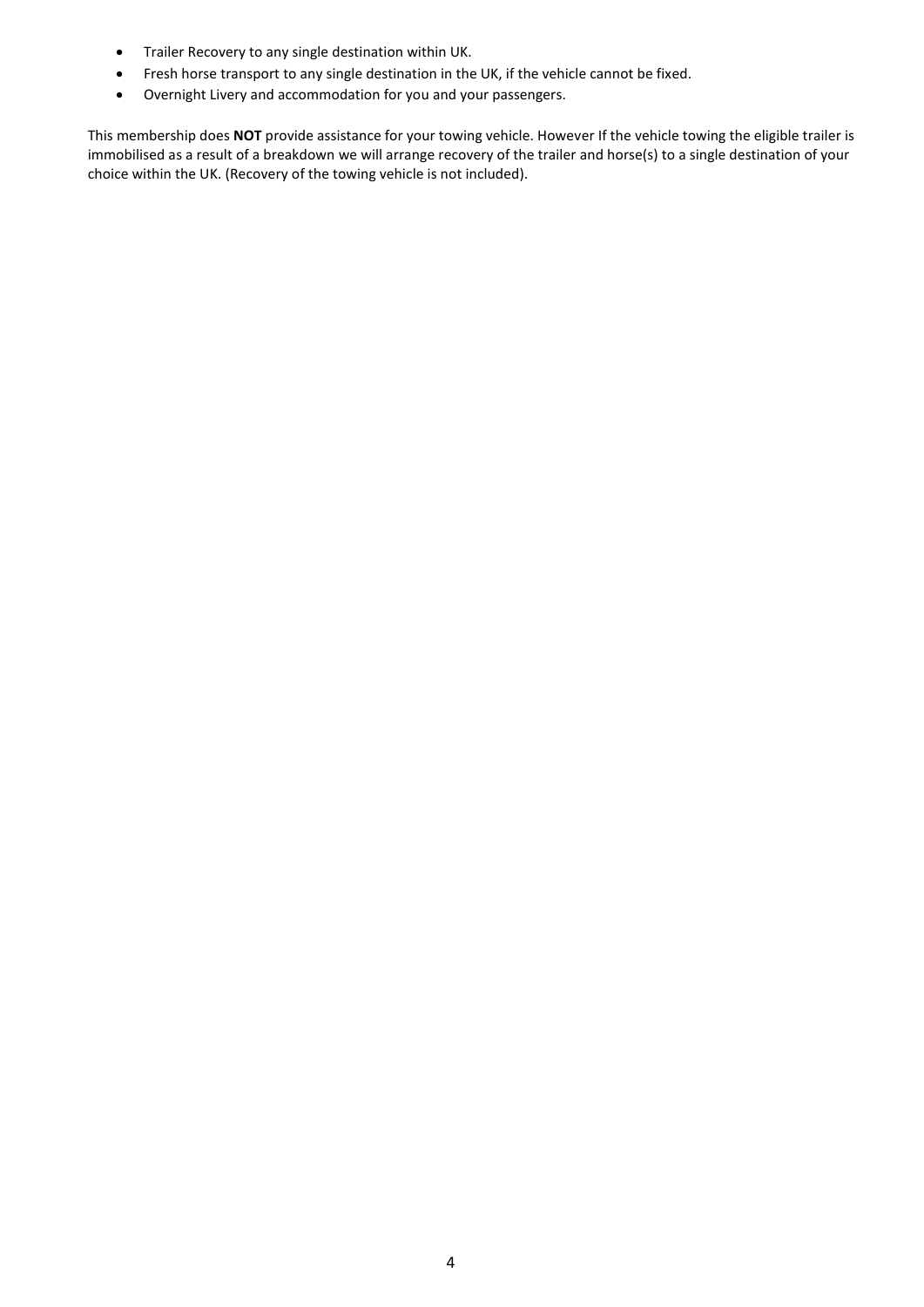- Trailer Recovery to any single destination within UK.
- Fresh horse transport to any single destination in the UK, if the vehicle cannot be fixed.
- Overnight Livery and accommodation for you and your passengers.

This membership does **NOT** provide assistance for your towing vehicle. However If the vehicle towing the eligible trailer is immobilised as a result of a breakdown we will arrange recovery of the trailer and horse(s) to a single destination of your choice within the UK. (Recovery of the towing vehicle is not included).